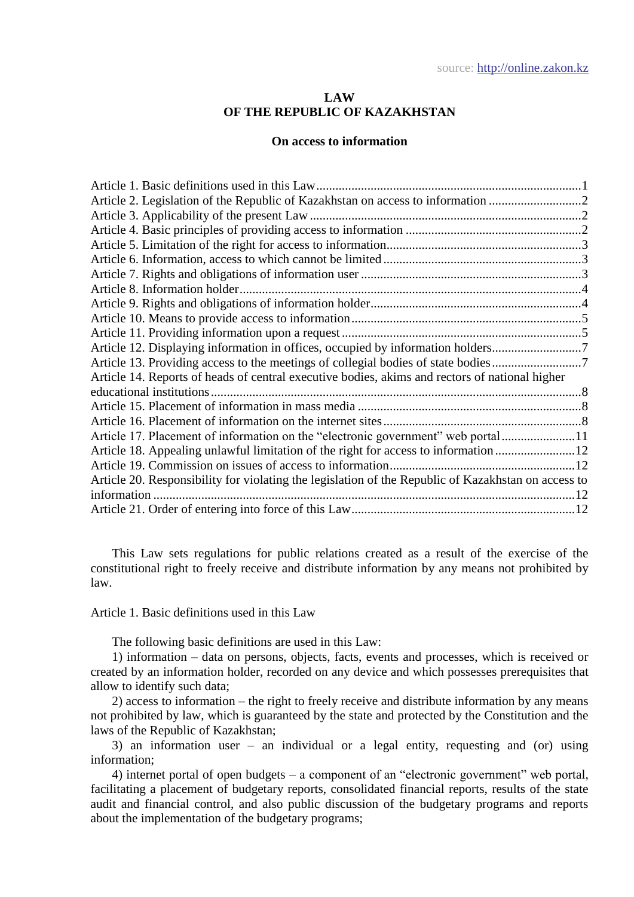source: http://online.zakon.kz

# LAW
# OF THE REPUBLIC OF KAZAKHSTAN

## On access to information

Article 1. Basic definitions used in this Law....................................................................................1
Article 2. Legislation of the Republic of Kazakhstan on access to information .............................2
Article 3. Applicability of the present Law .....................................................................................2
Article 4. Basic principles of providing access to information .......................................................2
Article 5. Limitation of the right for access to information.............................................................3
Article 6. Information, access to which cannot be limited ..............................................................3
Article 7. Rights and obligations of information user .....................................................................3
Article 8. Information holder............................................................................................................4
Article 9. Rights and obligations of information holder..................................................................4
Article 10. Means to provide access to information........................................................................5
Article 11. Providing information upon a request ..........................................................................5
Article 12. Displaying information in offices, occupied by information holders............................7
Article 13. Providing access to the meetings of collegial bodies of state bodies ............................7
Article 14. Reports of heads of central executive bodies, akims and rectors of national higher educational institutions...................................................................................................................8
Article 15. Placement of information in mass media ......................................................................8
Article 16. Placement of information on the internet sites..............................................................8
Article 17. Placement of information on the “electronic government” web portal.......................11
Article 18. Appealing unlawful limitation of the right for access to information .........................12
Article 19. Commission on issues of access to information..........................................................12
Article 20. Responsibility for violating the legislation of the Republic of Kazakhstan on access to information ...................................................................................................................................12
Article 21. Order of entering into force of this Law......................................................................12

This Law sets regulations for public relations created as a result of the exercise of the constitutional right to freely receive and distribute information by any means not prohibited by law.

### Article 1. Basic definitions used in this Law

The following basic definitions are used in this Law:

1) information – data on persons, objects, facts, events and processes, which is received or created by an information holder, recorded on any device and which possesses prerequisites that allow to identify such data;

2) access to information – the right to freely receive and distribute information by any means not prohibited by law, which is guaranteed by the state and protected by the Constitution and the laws of the Republic of Kazakhstan;

3) an information user – an individual or a legal entity, requesting and (or) using information;

4) internet portal of open budgets – a component of an “electronic government” web portal, facilitating a placement of budgetary reports, consolidated financial reports, results of the state audit and financial control, and also public discussion of the budgetary programs and reports about the implementation of the budgetary programs;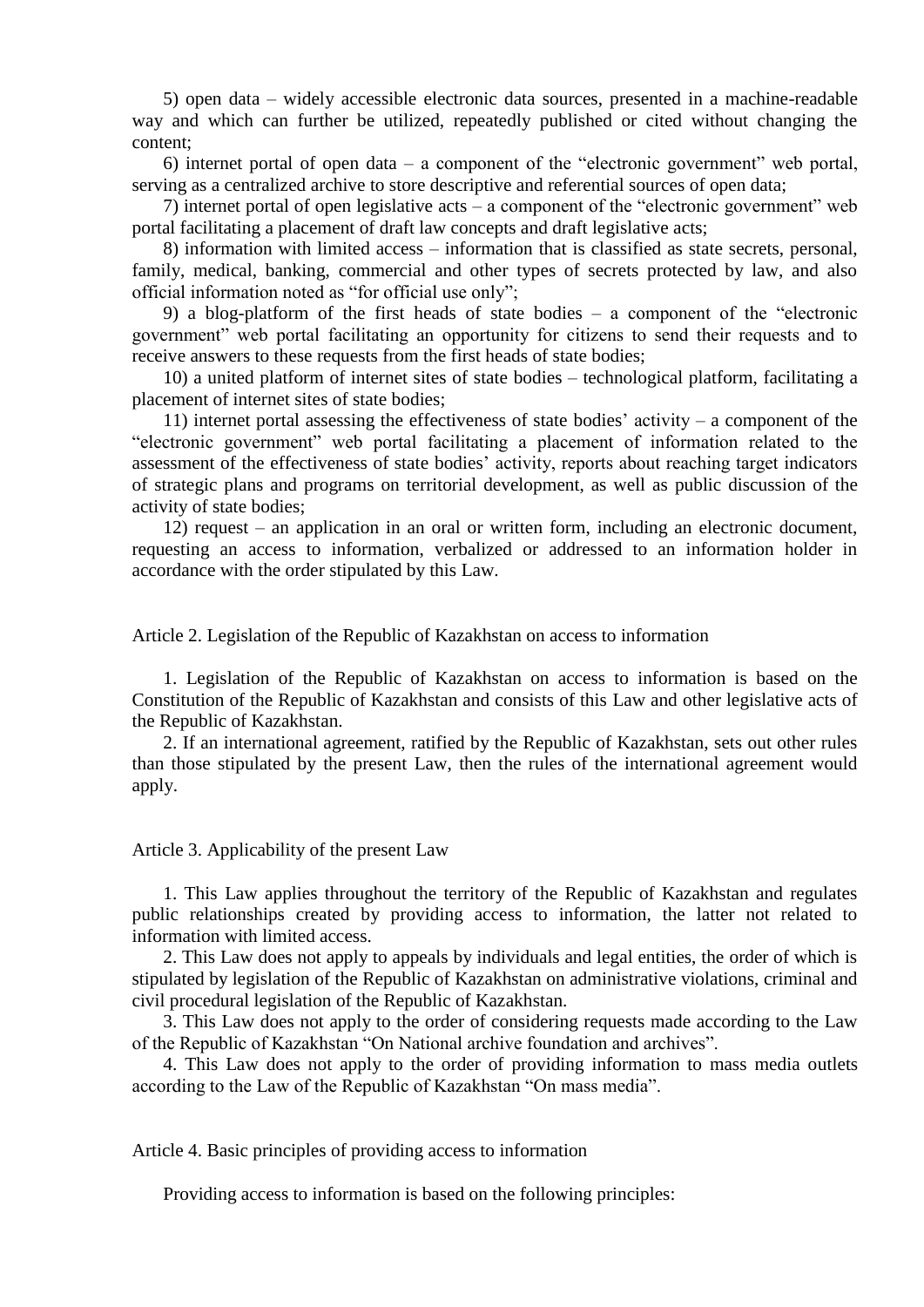5) open data – widely accessible electronic data sources, presented in a machine-readable way and which can further be utilized, repeatedly published or cited without changing the content;

6) internet portal of open data – a component of the "electronic government" web portal, serving as a centralized archive to store descriptive and referential sources of open data;

7) internet portal of open legislative acts – a component of the "electronic government" web portal facilitating a placement of draft law concepts and draft legislative acts;

8) information with limited access – information that is classified as state secrets, personal, family, medical, banking, commercial and other types of secrets protected by law, and also official information noted as "for official use only";

9) a blog-platform of the first heads of state bodies – a component of the "electronic government" web portal facilitating an opportunity for citizens to send their requests and to receive answers to these requests from the first heads of state bodies;

10) a united platform of internet sites of state bodies – technological platform, facilitating a placement of internet sites of state bodies;

11) internet portal assessing the effectiveness of state bodies' activity – a component of the "electronic government" web portal facilitating a placement of information related to the assessment of the effectiveness of state bodies' activity, reports about reaching target indicators of strategic plans and programs on territorial development, as well as public discussion of the activity of state bodies;

12) request – an application in an oral or written form, including an electronic document, requesting an access to information, verbalized or addressed to an information holder in accordance with the order stipulated by this Law.

## Article 2. Legislation of the Republic of Kazakhstan on access to information

1. Legislation of the Republic of Kazakhstan on access to information is based on the Constitution of the Republic of Kazakhstan and consists of this Law and other legislative acts of the Republic of Kazakhstan.

2. If an international agreement, ratified by the Republic of Kazakhstan, sets out other rules than those stipulated by the present Law, then the rules of the international agreement would apply.

## Article 3. Applicability of the present Law

1. This Law applies throughout the territory of the Republic of Kazakhstan and regulates public relationships created by providing access to information, the latter not related to information with limited access.

2. This Law does not apply to appeals by individuals and legal entities, the order of which is stipulated by legislation of the Republic of Kazakhstan on administrative violations, criminal and civil procedural legislation of the Republic of Kazakhstan.

3. This Law does not apply to the order of considering requests made according to the Law of the Republic of Kazakhstan "On National archive foundation and archives".

4. This Law does not apply to the order of providing information to mass media outlets according to the Law of the Republic of Kazakhstan "On mass media".

## Article 4. Basic principles of providing access to information

Providing access to information is based on the following principles: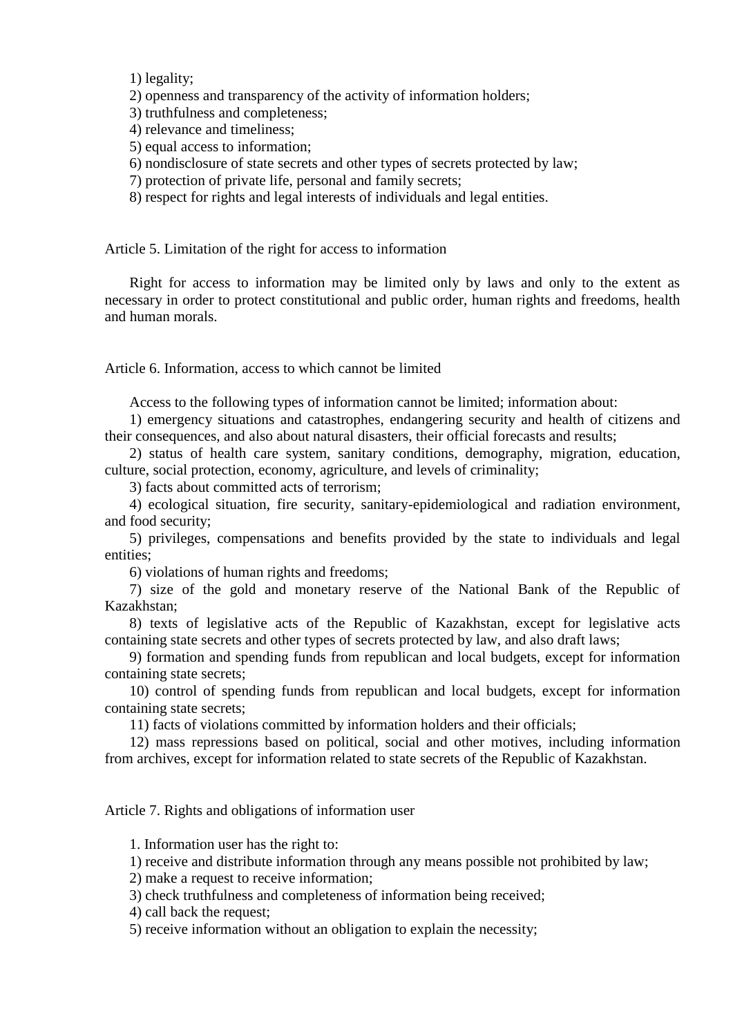1) legality;

2) openness and transparency of the activity of information holders;

3) truthfulness and completeness;

4) relevance and timeliness;

5) equal access to information;

6) nondisclosure of state secrets and other types of secrets protected by law;

7) protection of private life, personal and family secrets;

8) respect for rights and legal interests of individuals and legal entities.

## Article 5. Limitation of the right for access to information

Right for access to information may be limited only by laws and only to the extent as necessary in order to protect constitutional and public order, human rights and freedoms, health and human morals.

## Article 6. Information, access to which cannot be limited

Access to the following types of information cannot be limited; information about:

1) emergency situations and catastrophes, endangering security and health of citizens and their consequences, and also about natural disasters, their official forecasts and results;

2) status of health care system, sanitary conditions, demography, migration, education, culture, social protection, economy, agriculture, and levels of criminality;

3) facts about committed acts of terrorism;

4) ecological situation, fire security, sanitary-epidemiological and radiation environment, and food security;

5) privileges, compensations and benefits provided by the state to individuals and legal entities;

6) violations of human rights and freedoms;

7) size of the gold and monetary reserve of the National Bank of the Republic of Kazakhstan;

8) texts of legislative acts of the Republic of Kazakhstan, except for legislative acts containing state secrets and other types of secrets protected by law, and also draft laws;

9) formation and spending funds from republican and local budgets, except for information containing state secrets;

10) control of spending funds from republican and local budgets, except for information containing state secrets;

11) facts of violations committed by information holders and their officials;

12) mass repressions based on political, social and other motives, including information from archives, except for information related to state secrets of the Republic of Kazakhstan.

## Article 7. Rights and obligations of information user

1. Information user has the right to:

1) receive and distribute information through any means possible not prohibited by law;

2) make a request to receive information;

3) check truthfulness and completeness of information being received;

4) call back the request;

5) receive information without an obligation to explain the necessity;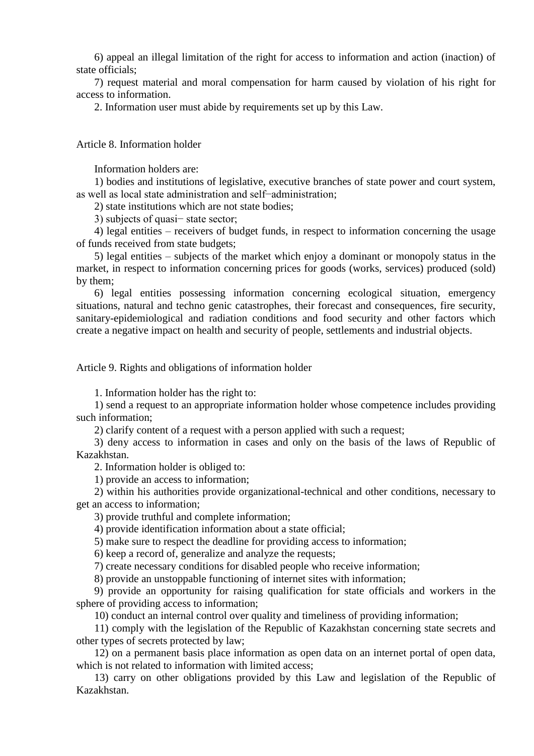6) appeal an illegal limitation of the right for access to information and action (inaction) of state officials;

7) request material and moral compensation for harm caused by violation of his right for access to information.

2. Information user must abide by requirements set up by this Law.

## Article 8. Information holder

Information holders are:

1) bodies and institutions of legislative, executive branches of state power and court system, as well as local state administration and self−administration;

2) state institutions which are not state bodies;

3) subjects of quasi− state sector;

4) legal entities – receivers of budget funds, in respect to information concerning the usage of funds received from state budgets;

5) legal entities – subjects of the market which enjoy a dominant or monopoly status in the market, in respect to information concerning prices for goods (works, services) produced (sold) by them;

6) legal entities possessing information concerning ecological situation, emergency situations, natural and techno genic catastrophes, their forecast and consequences, fire security, sanitary-epidemiological and radiation conditions and food security and other factors which create a negative impact on health and security of people, settlements and industrial objects.

## Article 9. Rights and obligations of information holder

1. Information holder has the right to:

1) send a request to an appropriate information holder whose competence includes providing such information;

2) clarify content of a request with a person applied with such a request;

3) deny access to information in cases and only on the basis of the laws of Republic of Kazakhstan.

2. Information holder is obliged to:

1) provide an access to information;

2) within his authorities provide organizational-technical and other conditions, necessary to get an access to information;

3) provide truthful and complete information;

4) provide identification information about a state official;

5) make sure to respect the deadline for providing access to information;

6) keep a record of, generalize and analyze the requests;

7) create necessary conditions for disabled people who receive information;

8) provide an unstoppable functioning of internet sites with information;

9) provide an opportunity for raising qualification for state officials and workers in the sphere of providing access to information;

10) conduct an internal control over quality and timeliness of providing information;

11) comply with the legislation of the Republic of Kazakhstan concerning state secrets and other types of secrets protected by law;

12) on a permanent basis place information as open data on an internet portal of open data, which is not related to information with limited access;

13) carry on other obligations provided by this Law and legislation of the Republic of Kazakhstan.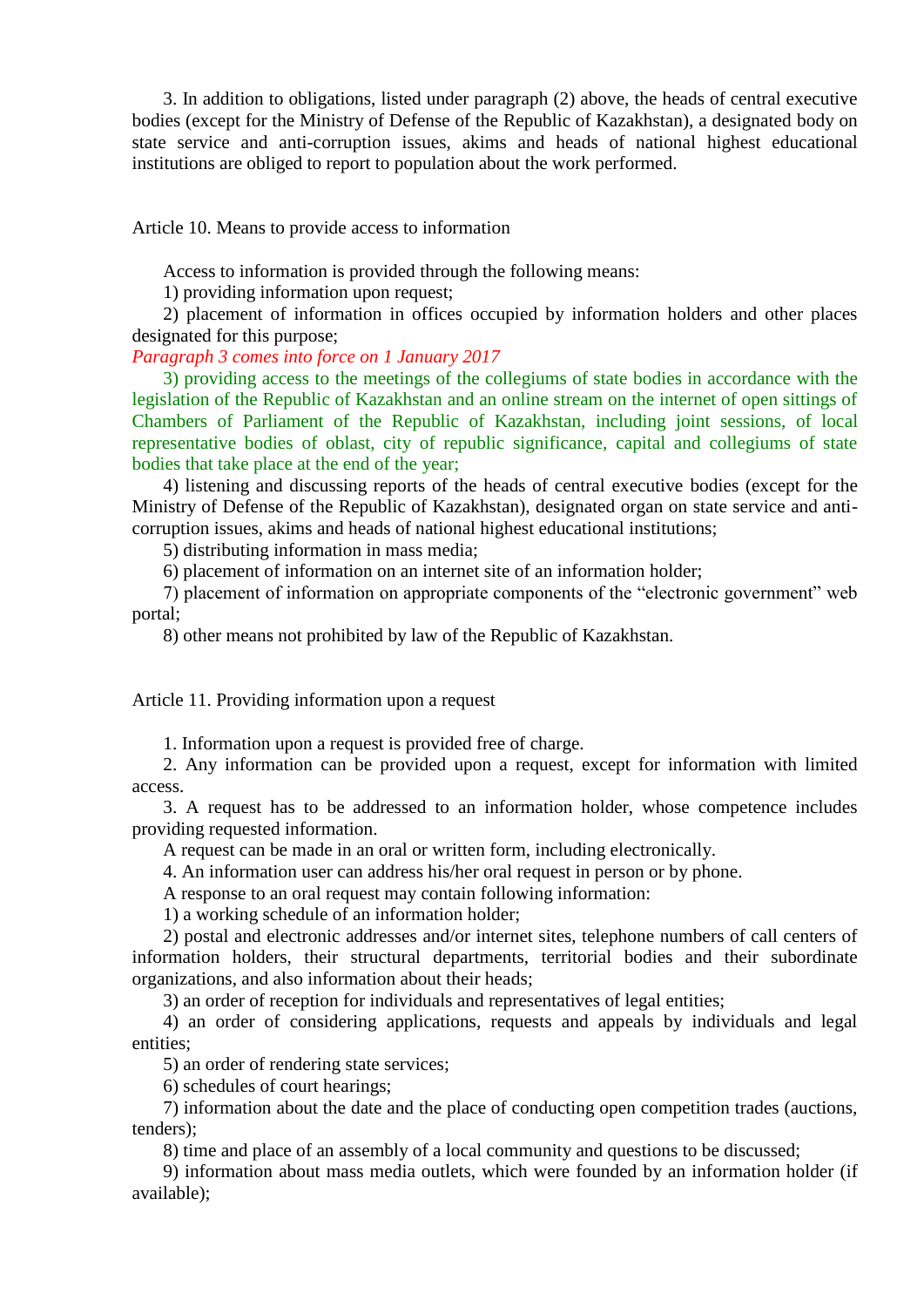3. In addition to obligations, listed under paragraph (2) above, the heads of central executive bodies (except for the Ministry of Defense of the Republic of Kazakhstan), a designated body on state service and anti-corruption issues, akims and heads of national highest educational institutions are obliged to report to population about the work performed.

### Article 10. Means to provide access to information

Access to information is provided through the following means:

1) providing information upon request;

2) placement of information in offices occupied by information holders and other places designated for this purpose;

*Paragraph 3 comes into force on 1 January 2017*

3) providing access to the meetings of the collegiums of state bodies in accordance with the legislation of the Republic of Kazakhstan and an online stream on the internet of open sittings of Chambers of Parliament of the Republic of Kazakhstan, including joint sessions, of local representative bodies of oblast, city of republic significance, capital and collegiums of state bodies that take place at the end of the year;

4) listening and discussing reports of the heads of central executive bodies (except for the Ministry of Defense of the Republic of Kazakhstan), designated organ on state service and anti-corruption issues, akims and heads of national highest educational institutions;

5) distributing information in mass media;

6) placement of information on an internet site of an information holder;

7) placement of information on appropriate components of the "electronic government" web portal;

8) other means not prohibited by law of the Republic of Kazakhstan.

### Article 11. Providing information upon a request

1. Information upon a request is provided free of charge.

2. Any information can be provided upon a request, except for information with limited access.

3. A request has to be addressed to an information holder, whose competence includes providing requested information.

A request can be made in an oral or written form, including electronically.

4. An information user can address his/her oral request in person or by phone.

A response to an oral request may contain following information:

1) a working schedule of an information holder;

2) postal and electronic addresses and/or internet sites, telephone numbers of call centers of information holders, their structural departments, territorial bodies and their subordinate organizations, and also information about their heads;

3) an order of reception for individuals and representatives of legal entities;

4) an order of considering applications, requests and appeals by individuals and legal entities;

5) an order of rendering state services;

6) schedules of court hearings;

7) information about the date and the place of conducting open competition trades (auctions, tenders);

8) time and place of an assembly of a local community and questions to be discussed;

9) information about mass media outlets, which were founded by an information holder (if available);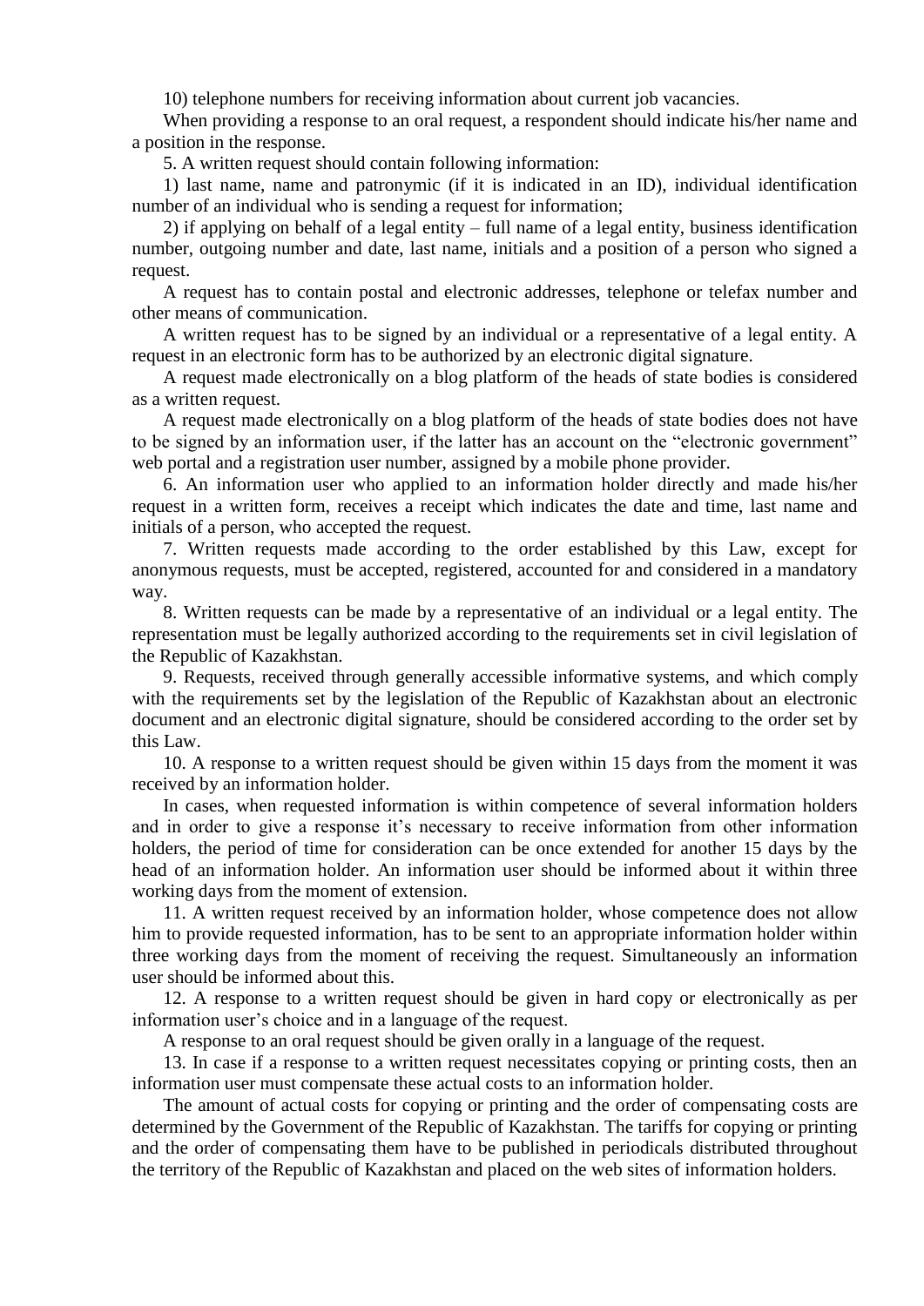10) telephone numbers for receiving information about current job vacancies.

When providing a response to an oral request, a respondent should indicate his/her name and a position in the response.

5. A written request should contain following information:

1) last name, name and patronymic (if it is indicated in an ID), individual identification number of an individual who is sending a request for information;

2) if applying on behalf of a legal entity – full name of a legal entity, business identification number, outgoing number and date, last name, initials and a position of a person who signed a request.

A request has to contain postal and electronic addresses, telephone or telefax number and other means of communication.

A written request has to be signed by an individual or a representative of a legal entity. A request in an electronic form has to be authorized by an electronic digital signature.

A request made electronically on a blog platform of the heads of state bodies is considered as a written request.

A request made electronically on a blog platform of the heads of state bodies does not have to be signed by an information user, if the latter has an account on the "electronic government" web portal and a registration user number, assigned by a mobile phone provider.

6. An information user who applied to an information holder directly and made his/her request in a written form, receives a receipt which indicates the date and time, last name and initials of a person, who accepted the request.

7. Written requests made according to the order established by this Law, except for anonymous requests, must be accepted, registered, accounted for and considered in a mandatory way.

8. Written requests can be made by a representative of an individual or a legal entity. The representation must be legally authorized according to the requirements set in civil legislation of the Republic of Kazakhstan.

9. Requests, received through generally accessible informative systems, and which comply with the requirements set by the legislation of the Republic of Kazakhstan about an electronic document and an electronic digital signature, should be considered according to the order set by this Law.

10. A response to a written request should be given within 15 days from the moment it was received by an information holder.

In cases, when requested information is within competence of several information holders and in order to give a response it's necessary to receive information from other information holders, the period of time for consideration can be once extended for another 15 days by the head of an information holder. An information user should be informed about it within three working days from the moment of extension.

11. A written request received by an information holder, whose competence does not allow him to provide requested information, has to be sent to an appropriate information holder within three working days from the moment of receiving the request. Simultaneously an information user should be informed about this.

12. A response to a written request should be given in hard copy or electronically as per information user's choice and in a language of the request.

A response to an oral request should be given orally in a language of the request.

13. In case if a response to a written request necessitates copying or printing costs, then an information user must compensate these actual costs to an information holder.

The amount of actual costs for copying or printing and the order of compensating costs are determined by the Government of the Republic of Kazakhstan. The tariffs for copying or printing and the order of compensating them have to be published in periodicals distributed throughout the territory of the Republic of Kazakhstan and placed on the web sites of information holders.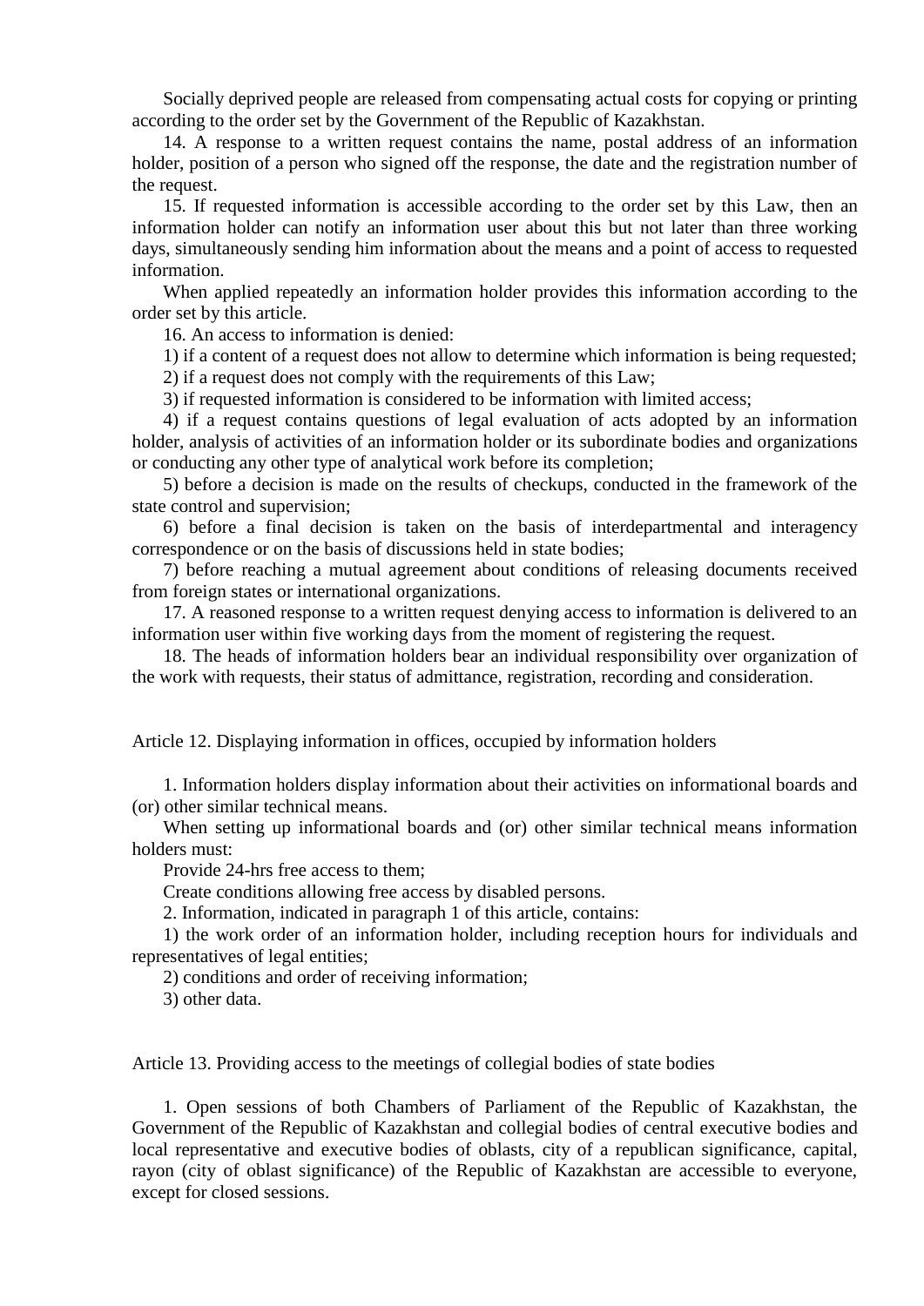Socially deprived people are released from compensating actual costs for copying or printing according to the order set by the Government of the Republic of Kazakhstan.

14. A response to a written request contains the name, postal address of an information holder, position of a person who signed off the response, the date and the registration number of the request.

15. If requested information is accessible according to the order set by this Law, then an information holder can notify an information user about this but not later than three working days, simultaneously sending him information about the means and a point of access to requested information.

When applied repeatedly an information holder provides this information according to the order set by this article.

16. An access to information is denied:

1) if a content of a request does not allow to determine which information is being requested;

2) if a request does not comply with the requirements of this Law;

3) if requested information is considered to be information with limited access;

4) if a request contains questions of legal evaluation of acts adopted by an information holder, analysis of activities of an information holder or its subordinate bodies and organizations or conducting any other type of analytical work before its completion;

5) before a decision is made on the results of checkups, conducted in the framework of the state control and supervision;

6) before a final decision is taken on the basis of interdepartmental and interagency correspondence or on the basis of discussions held in state bodies;

7) before reaching a mutual agreement about conditions of releasing documents received from foreign states or international organizations.

17. A reasoned response to a written request denying access to information is delivered to an information user within five working days from the moment of registering the request.

18. The heads of information holders bear an individual responsibility over organization of the work with requests, their status of admittance, registration, recording and consideration.

## Article 12. Displaying information in offices, occupied by information holders

1. Information holders display information about their activities on informational boards and (or) other similar technical means.

When setting up informational boards and (or) other similar technical means information holders must:

Provide 24-hrs free access to them;

Create conditions allowing free access by disabled persons.

2. Information, indicated in paragraph 1 of this article, contains:

1) the work order of an information holder, including reception hours for individuals and representatives of legal entities;

2) conditions and order of receiving information;

3) other data.

## Article 13. Providing access to the meetings of collegial bodies of state bodies

1. Open sessions of both Chambers of Parliament of the Republic of Kazakhstan, the Government of the Republic of Kazakhstan and collegial bodies of central executive bodies and local representative and executive bodies of oblasts, city of a republican significance, capital, rayon (city of oblast significance) of the Republic of Kazakhstan are accessible to everyone, except for closed sessions.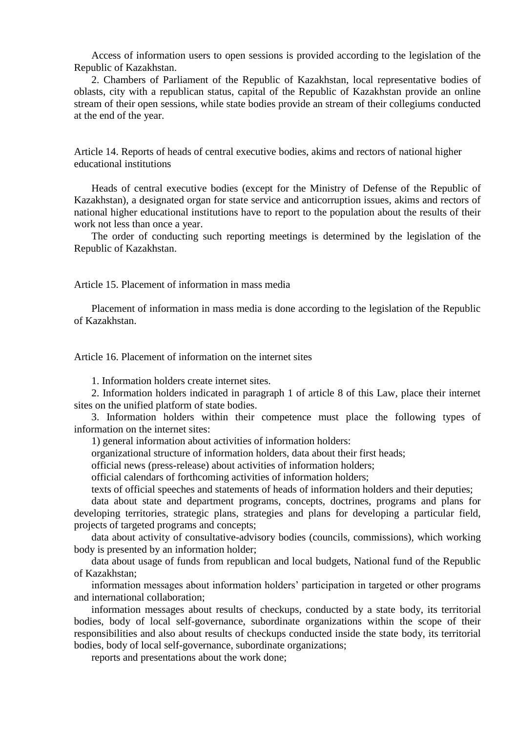Access of information users to open sessions is provided according to the legislation of the Republic of Kazakhstan.

2. Chambers of Parliament of the Republic of Kazakhstan, local representative bodies of oblasts, city with a republican status, capital of the Republic of Kazakhstan provide an online stream of their open sessions, while state bodies provide an stream of their collegiums conducted at the end of the year.

## Article 14. Reports of heads of central executive bodies, akims and rectors of national higher educational institutions

Heads of central executive bodies (except for the Ministry of Defense of the Republic of Kazakhstan), a designated organ for state service and anticorruption issues, akims and rectors of national higher educational institutions have to report to the population about the results of their work not less than once a year.

The order of conducting such reporting meetings is determined by the legislation of the Republic of Kazakhstan.

## Article 15. Placement of information in mass media

Placement of information in mass media is done according to the legislation of the Republic of Kazakhstan.

## Article 16. Placement of information on the internet sites

1. Information holders create internet sites.

2. Information holders indicated in paragraph 1 of article 8 of this Law, place their internet sites on the unified platform of state bodies.

3. Information holders within their competence must place the following types of information on the internet sites:

1) general information about activities of information holders:

organizational structure of information holders, data about their first heads;

official news (press-release) about activities of information holders;

official calendars of forthcoming activities of information holders;

texts of official speeches and statements of heads of information holders and their deputies;

data about state and department programs, concepts, doctrines, programs and plans for developing territories, strategic plans, strategies and plans for developing a particular field, projects of targeted programs and concepts;

data about activity of consultative-advisory bodies (councils, commissions), which working body is presented by an information holder;

data about usage of funds from republican and local budgets, National fund of the Republic of Kazakhstan;

information messages about information holders' participation in targeted or other programs and international collaboration;

information messages about results of checkups, conducted by a state body, its territorial bodies, body of local self-governance, subordinate organizations within the scope of their responsibilities and also about results of checkups conducted inside the state body, its territorial bodies, body of local self-governance, subordinate organizations;

reports and presentations about the work done;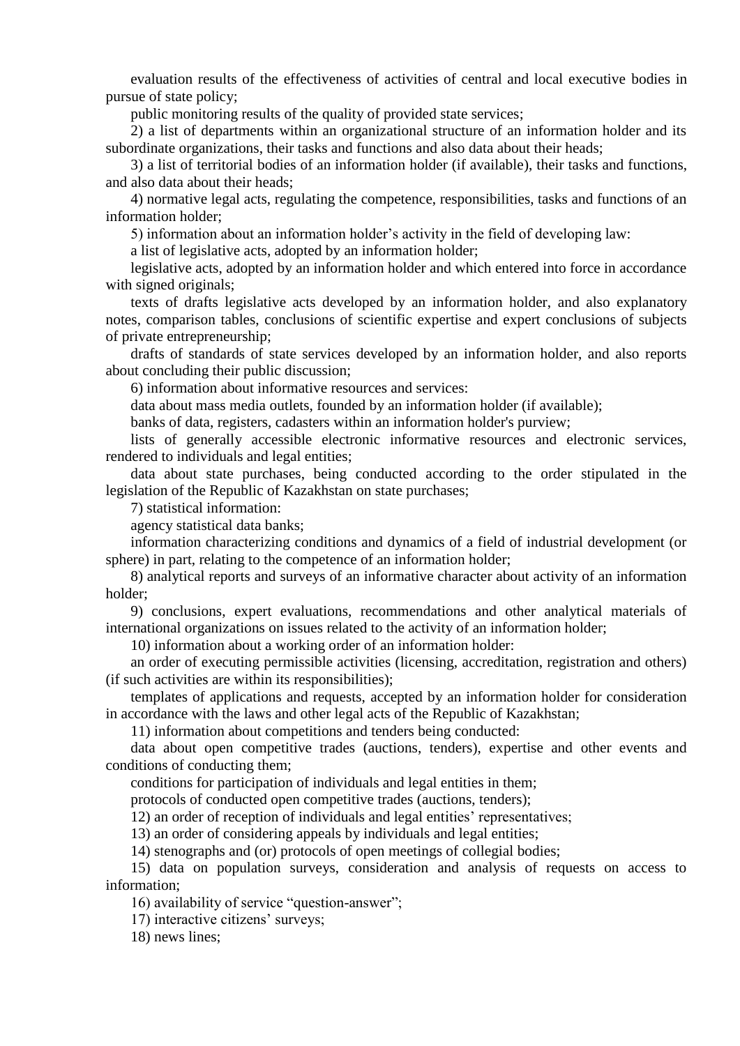evaluation results of the effectiveness of activities of central and local executive bodies in pursue of state policy;

public monitoring results of the quality of provided state services;

2) a list of departments within an organizational structure of an information holder and its subordinate organizations, their tasks and functions and also data about their heads;

3) a list of territorial bodies of an information holder (if available), their tasks and functions, and also data about their heads;

4) normative legal acts, regulating the competence, responsibilities, tasks and functions of an information holder;

5) information about an information holder's activity in the field of developing law:

a list of legislative acts, adopted by an information holder;

legislative acts, adopted by an information holder and which entered into force in accordance with signed originals;

texts of drafts legislative acts developed by an information holder, and also explanatory notes, comparison tables, conclusions of scientific expertise and expert conclusions of subjects of private entrepreneurship;

drafts of standards of state services developed by an information holder, and also reports about concluding their public discussion;

6) information about informative resources and services:

data about mass media outlets, founded by an information holder (if available);

banks of data, registers, cadasters within an information holder's purview;

lists of generally accessible electronic informative resources and electronic services, rendered to individuals and legal entities;

data about state purchases, being conducted according to the order stipulated in the legislation of the Republic of Kazakhstan on state purchases;

7) statistical information:

agency statistical data banks;

information characterizing conditions and dynamics of a field of industrial development (or sphere) in part, relating to the competence of an information holder;

8) analytical reports and surveys of an informative character about activity of an information holder;

9) conclusions, expert evaluations, recommendations and other analytical materials of international organizations on issues related to the activity of an information holder;

10) information about a working order of an information holder:

an order of executing permissible activities (licensing, accreditation, registration and others) (if such activities are within its responsibilities);

templates of applications and requests, accepted by an information holder for consideration in accordance with the laws and other legal acts of the Republic of Kazakhstan;

11) information about competitions and tenders being conducted:

data about open competitive trades (auctions, tenders), expertise and other events and conditions of conducting them;

conditions for participation of individuals and legal entities in them;

protocols of conducted open competitive trades (auctions, tenders);

12) an order of reception of individuals and legal entities' representatives;

13) an order of considering appeals by individuals and legal entities;

14) stenographs and (or) protocols of open meetings of collegial bodies;

15) data on population surveys, consideration and analysis of requests on access to information;

16) availability of service "question-answer";

17) interactive citizens' surveys;

18) news lines;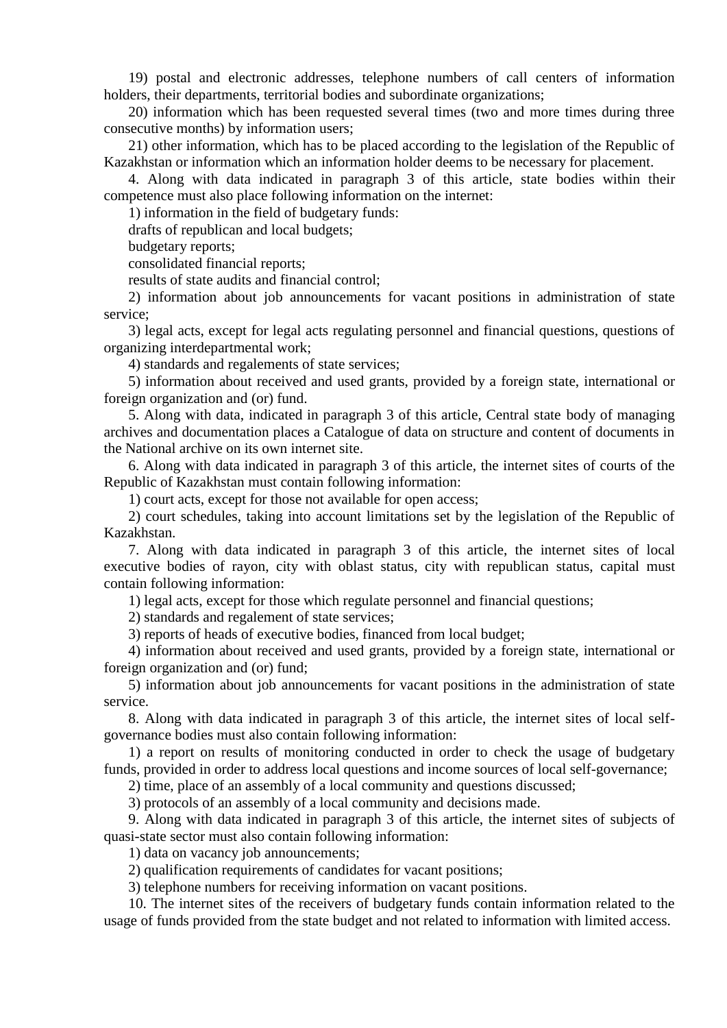19) postal and electronic addresses, telephone numbers of call centers of information holders, their departments, territorial bodies and subordinate organizations;

20) information which has been requested several times (two and more times during three consecutive months) by information users;

21) other information, which has to be placed according to the legislation of the Republic of Kazakhstan or information which an information holder deems to be necessary for placement.

4. Along with data indicated in paragraph 3 of this article, state bodies within their competence must also place following information on the internet:

1) information in the field of budgetary funds:

drafts of republican and local budgets;

budgetary reports;

consolidated financial reports;

results of state audits and financial control;

2) information about job announcements for vacant positions in administration of state service;

3) legal acts, except for legal acts regulating personnel and financial questions, questions of organizing interdepartmental work;

4) standards and regalements of state services;

5) information about received and used grants, provided by a foreign state, international or foreign organization and (or) fund.

5. Along with data, indicated in paragraph 3 of this article, Central state body of managing archives and documentation places a Catalogue of data on structure and content of documents in the National archive on its own internet site.

6. Along with data indicated in paragraph 3 of this article, the internet sites of courts of the Republic of Kazakhstan must contain following information:

1) court acts, except for those not available for open access;

2) court schedules, taking into account limitations set by the legislation of the Republic of Kazakhstan.

7. Along with data indicated in paragraph 3 of this article, the internet sites of local executive bodies of rayon, city with oblast status, city with republican status, capital must contain following information:

1) legal acts, except for those which regulate personnel and financial questions;

2) standards and regalement of state services;

3) reports of heads of executive bodies, financed from local budget;

4) information about received and used grants, provided by a foreign state, international or foreign organization and (or) fund;

5) information about job announcements for vacant positions in the administration of state service.

8. Along with data indicated in paragraph 3 of this article, the internet sites of local self-governance bodies must also contain following information:

1) a report on results of monitoring conducted in order to check the usage of budgetary funds, provided in order to address local questions and income sources of local self-governance;

2) time, place of an assembly of a local community and questions discussed;

3) protocols of an assembly of a local community and decisions made.

9. Along with data indicated in paragraph 3 of this article, the internet sites of subjects of quasi-state sector must also contain following information:

1) data on vacancy job announcements;

2) qualification requirements of candidates for vacant positions;

3) telephone numbers for receiving information on vacant positions.

10. The internet sites of the receivers of budgetary funds contain information related to the usage of funds provided from the state budget and not related to information with limited access.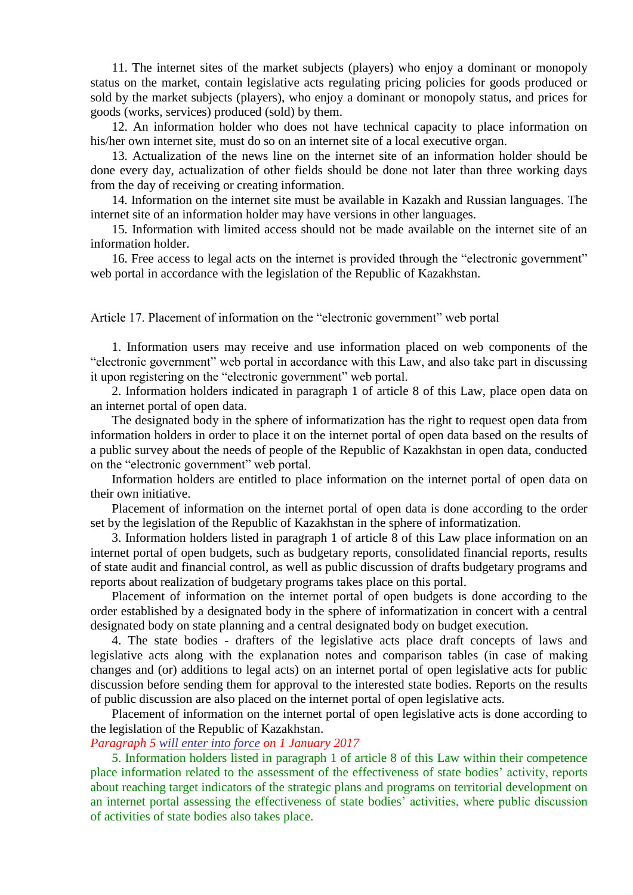11. The internet sites of the market subjects (players) who enjoy a dominant or monopoly status on the market, contain legislative acts regulating pricing policies for goods produced or sold by the market subjects (players), who enjoy a dominant or monopoly status, and prices for goods (works, services) produced (sold) by them.

12. An information holder who does not have technical capacity to place information on his/her own internet site, must do so on an internet site of a local executive organ.

13. Actualization of the news line on the internet site of an information holder should be done every day, actualization of other fields should be done not later than three working days from the day of receiving or creating information.

14. Information on the internet site must be available in Kazakh and Russian languages. The internet site of an information holder may have versions in other languages.

15. Information with limited access should not be made available on the internet site of an information holder.

16. Free access to legal acts on the internet is provided through the "electronic government" web portal in accordance with the legislation of the Republic of Kazakhstan.

Article 17. Placement of information on the "electronic government" web portal

1. Information users may receive and use information placed on web components of the "electronic government" web portal in accordance with this Law, and also take part in discussing it upon registering on the "electronic government" web portal.

2. Information holders indicated in paragraph 1 of article 8 of this Law, place open data on an internet portal of open data.

The designated body in the sphere of informatization has the right to request open data from information holders in order to place it on the internet portal of open data based on the results of a public survey about the needs of people of the Republic of Kazakhstan in open data, conducted on the "electronic government" web portal.

Information holders are entitled to place information on the internet portal of open data on their own initiative.

Placement of information on the internet portal of open data is done according to the order set by the legislation of the Republic of Kazakhstan in the sphere of informatization.

3. Information holders listed in paragraph 1 of article 8 of this Law place information on an internet portal of open budgets, such as budgetary reports, consolidated financial reports, results of state audit and financial control, as well as public discussion of drafts budgetary programs and reports about realization of budgetary programs takes place on this portal.

Placement of information on the internet portal of open budgets is done according to the order established by a designated body in the sphere of informatization in concert with a central designated body on state planning and a central designated body on budget execution.

4. The state bodies - drafters of the legislative acts place draft concepts of laws and legislative acts along with the explanation notes and comparison tables (in case of making changes and (or) additions to legal acts) on an internet portal of open legislative acts for public discussion before sending them for approval to the interested state bodies. Reports on the results of public discussion are also placed on the internet portal of open legislative acts.

Placement of information on the internet portal of open legislative acts is done according to the legislation of the Republic of Kazakhstan.

*Paragraph 5 will enter into force on 1 January 2017*

5. Information holders listed in paragraph 1 of article 8 of this Law within their competence place information related to the assessment of the effectiveness of state bodies' activity, reports about reaching target indicators of the strategic plans and programs on territorial development on an internet portal assessing the effectiveness of state bodies' activities, where public discussion of activities of state bodies also takes place.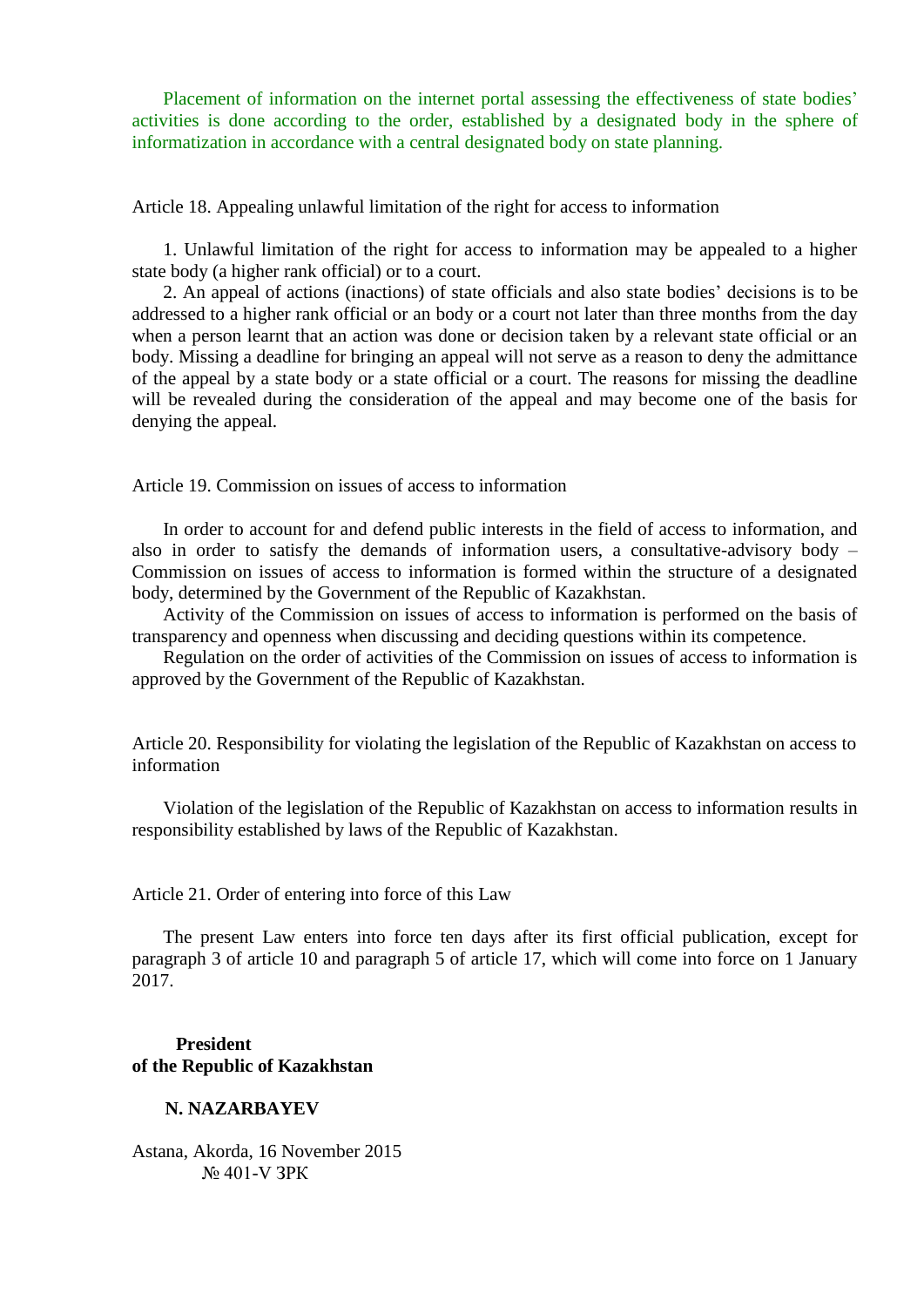Placement of information on the internet portal assessing the effectiveness of state bodies' activities is done according to the order, established by a designated body in the sphere of informatization in accordance with a central designated body on state planning.

Article 18. Appealing unlawful limitation of the right for access to information

1. Unlawful limitation of the right for access to information may be appealed to a higher state body (a higher rank official) or to a court.

2. An appeal of actions (inactions) of state officials and also state bodies' decisions is to be addressed to a higher rank official or an body or a court not later than three months from the day when a person learnt that an action was done or decision taken by a relevant state official or an body. Missing a deadline for bringing an appeal will not serve as a reason to deny the admittance of the appeal by a state body or a state official or a court. The reasons for missing the deadline will be revealed during the consideration of the appeal and may become one of the basis for denying the appeal.

Article 19. Commission on issues of access to information

In order to account for and defend public interests in the field of access to information, and also in order to satisfy the demands of information users, a consultative-advisory body – Commission on issues of access to information is formed within the structure of a designated body, determined by the Government of the Republic of Kazakhstan.

Activity of the Commission on issues of access to information is performed on the basis of transparency and openness when discussing and deciding questions within its competence.

Regulation on the order of activities of the Commission on issues of access to information is approved by the Government of the Republic of Kazakhstan.

Article 20. Responsibility for violating the legislation of the Republic of Kazakhstan on access to information

Violation of the legislation of the Republic of Kazakhstan on access to information results in responsibility established by laws of the Republic of Kazakhstan.

Article 21. Order of entering into force of this Law

The present Law enters into force ten days after its first official publication, except for paragraph 3 of article 10 and paragraph 5 of article 17, which will come into force on 1 January 2017.

**President**
**of the Republic of Kazakhstan**

**N. NAZARBAYEV**

Astana, Akorda, 16 November 2015
№ 401-V ЗРК